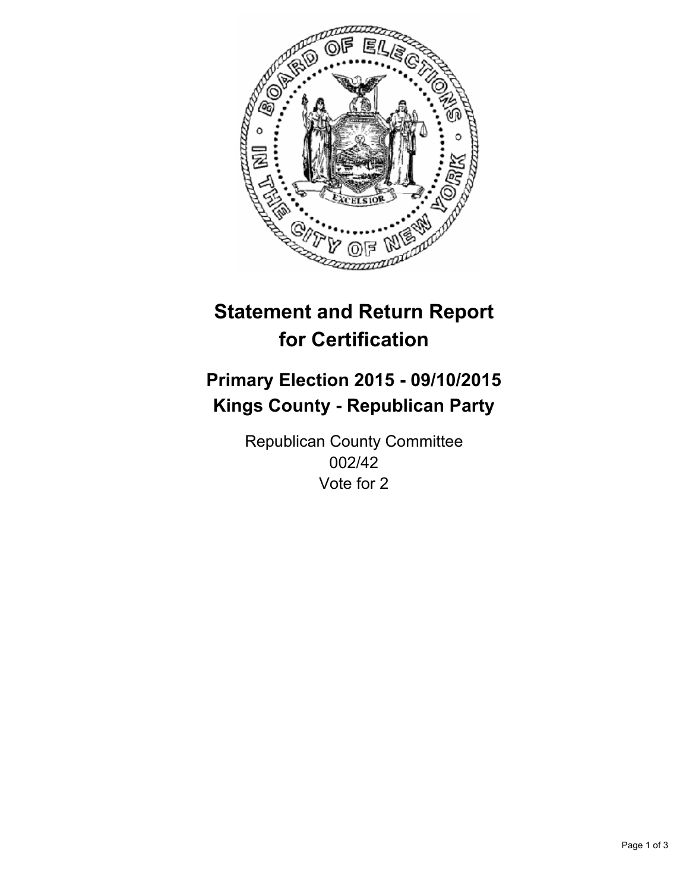# Statement and Return Report for Certification

## Primary Election 2015 - 09/10/2015
## Kings County - Republican Party

Republican County Committee
002/42
Vote for 2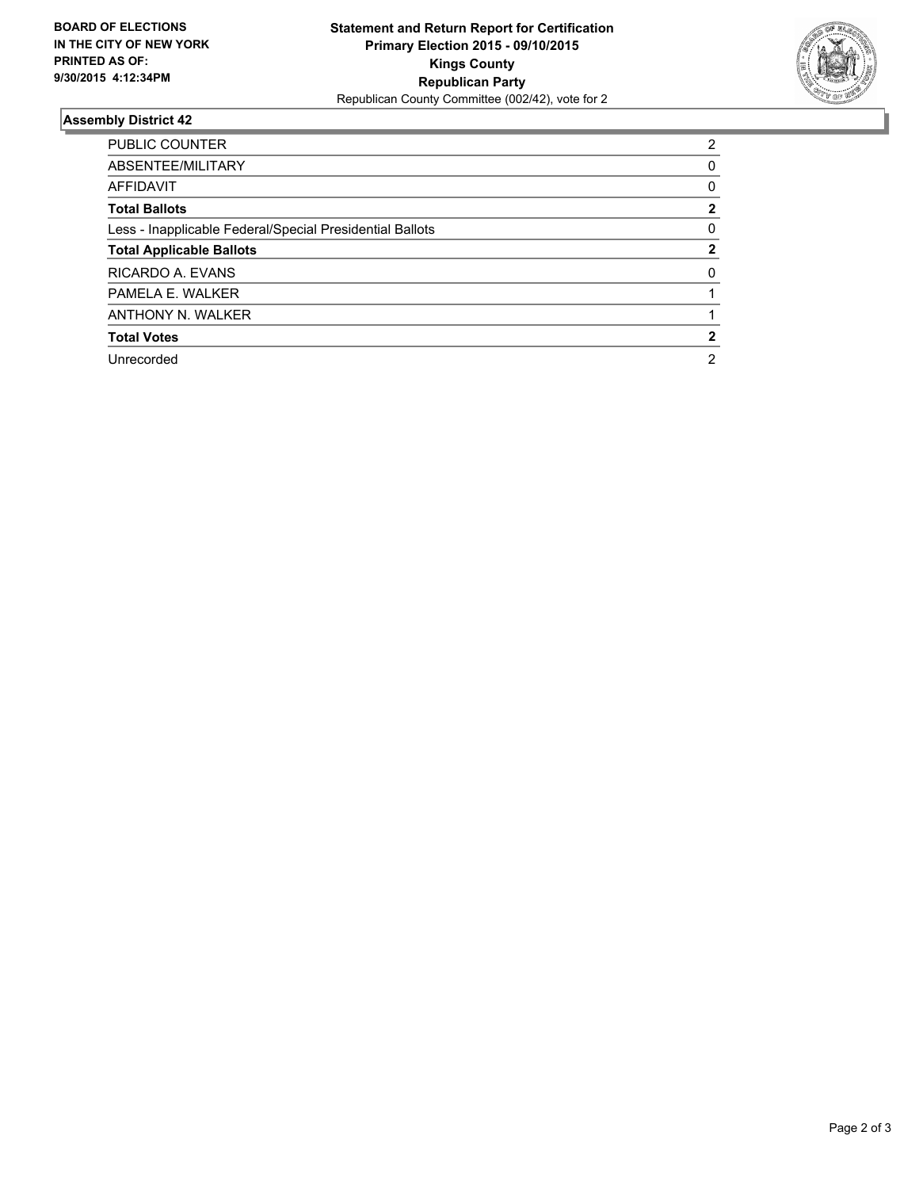**BOARD OF ELECTIONS IN THE CITY OF NEW YORK PRINTED AS OF: 9/30/2015 4:12:34PM**

**Statement and Return Report for Certification**
**Primary Election 2015 - 09/10/2015**
**Kings County**
**Republican Party**
Republican County Committee (002/42), vote for 2

## Assembly District 42

| | |
|---|---|
| PUBLIC COUNTER | 2 |
| ABSENTEE/MILITARY | 0 |
| AFFIDAVIT | 0 |
| **Total Ballots** | **2** |
| Less - Inapplicable Federal/Special Presidential Ballots | 0 |
| **Total Applicable Ballots** | **2** |
| RICARDO A. EVANS | 0 |
| PAMELA E. WALKER | 1 |
| ANTHONY N. WALKER | 1 |
| **Total Votes** | **2** |
| Unrecorded | 2 |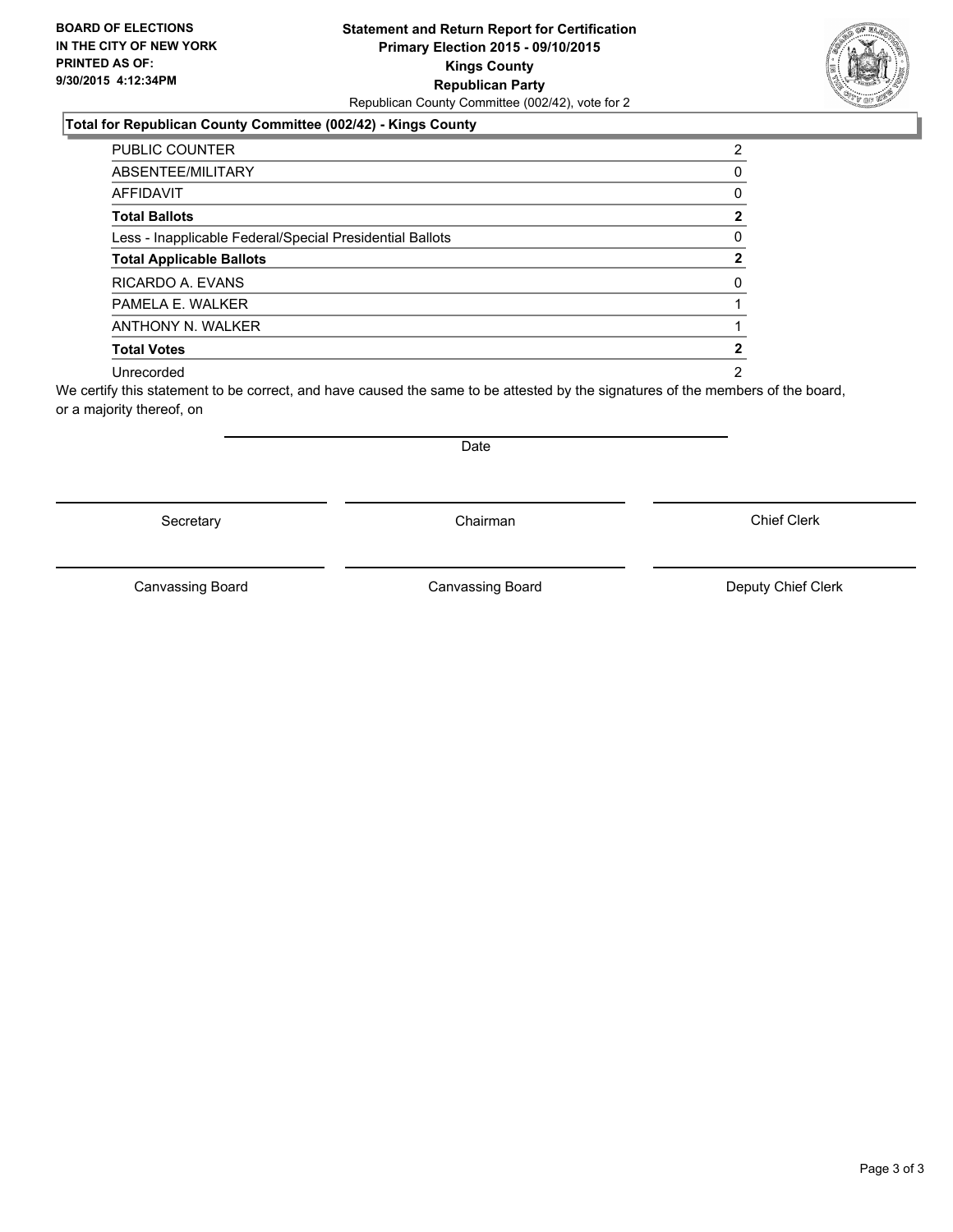**BOARD OF ELECTIONS IN THE CITY OF NEW YORK PRINTED AS OF: 9/30/2015 4:12:34PM**

**Statement and Return Report for Certification**
**Primary Election 2015 - 09/10/2015**
**Kings County**
**Republican Party**
Republican County Committee (002/42), vote for 2

**Total for Republican County Committee (002/42) - Kings County**

| | |
|---|---|
| PUBLIC COUNTER | 2 |
| ABSENTEE/MILITARY | 0 |
| AFFIDAVIT | 0 |
| **Total Ballots** | **2** |
| Less - Inapplicable Federal/Special Presidential Ballots | 0 |
| **Total Applicable Ballots** | **2** |
| RICARDO A. EVANS | 0 |
| PAMELA E. WALKER | 1 |
| ANTHONY N. WALKER | 1 |
| **Total Votes** | **2** |
| Unrecorded | 2 |

We certify this statement to be correct, and have caused the same to be attested by the signatures of the members of the board, or a majority thereof, on

Date

Secretary

Chairman

Chief Clerk

Canvassing Board

Canvassing Board

Deputy Chief Clerk